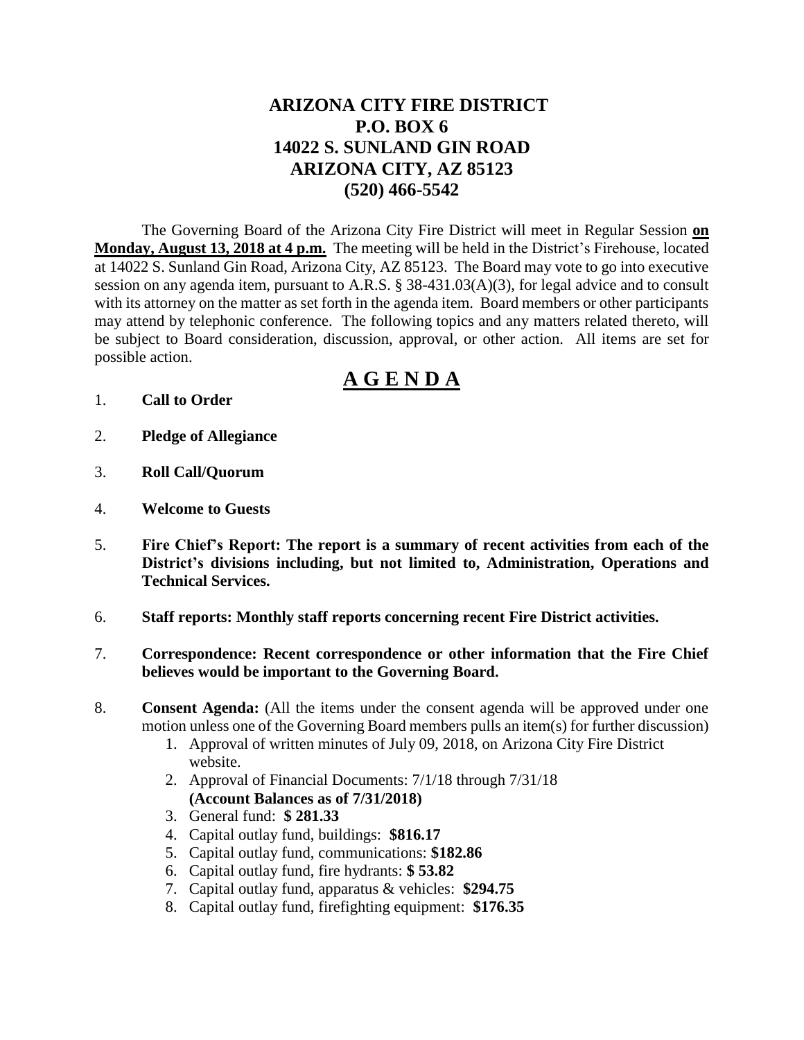# ARIZONA CITY FIRE DISTRICT
## P.O. BOX 6
## 14022 S. SUNLAND GIN ROAD
## ARIZONA CITY, AZ 85123
## (520) 466-5542

The Governing Board of the Arizona City Fire District will meet in Regular Session **on Monday, August 13, 2018 at 4 p.m.** The meeting will be held in the District's Firehouse, located at 14022 S. Sunland Gin Road, Arizona City, AZ 85123. The Board may vote to go into executive session on any agenda item, pursuant to A.R.S. § 38-431.03(A)(3), for legal advice and to consult with its attorney on the matter as set forth in the agenda item. Board members or other participants may attend by telephonic conference. The following topics and any matters related thereto, will be subject to Board consideration, discussion, approval, or other action. All items are set for possible action.

## A G E N D A

1. **Call to Order**

2. **Pledge of Allegiance**

3. **Roll Call/Quorum**

4. **Welcome to Guests**

5. **Fire Chief's Report: The report is a summary of recent activities from each of the District's divisions including, but not limited to, Administration, Operations and Technical Services.**

6. **Staff reports: Monthly staff reports concerning recent Fire District activities.**

7. **Correspondence: Recent correspondence or other information that the Fire Chief believes would be important to the Governing Board.**

8. **Consent Agenda:** (All the items under the consent agenda will be approved under one motion unless one of the Governing Board members pulls an item(s) for further discussion)
   1. Approval of written minutes of July 09, 2018, on Arizona City Fire District website.
   2. Approval of Financial Documents: 7/1/18 through 7/31/18 **(Account Balances as of 7/31/2018)**
   3. General fund: **$ 281.33**
   4. Capital outlay fund, buildings: **$816.17**
   5. Capital outlay fund, communications: **$182.86**
   6. Capital outlay fund, fire hydrants: **$ 53.82**
   7. Capital outlay fund, apparatus & vehicles: **$294.75**
   8. Capital outlay fund, firefighting equipment: **$176.35**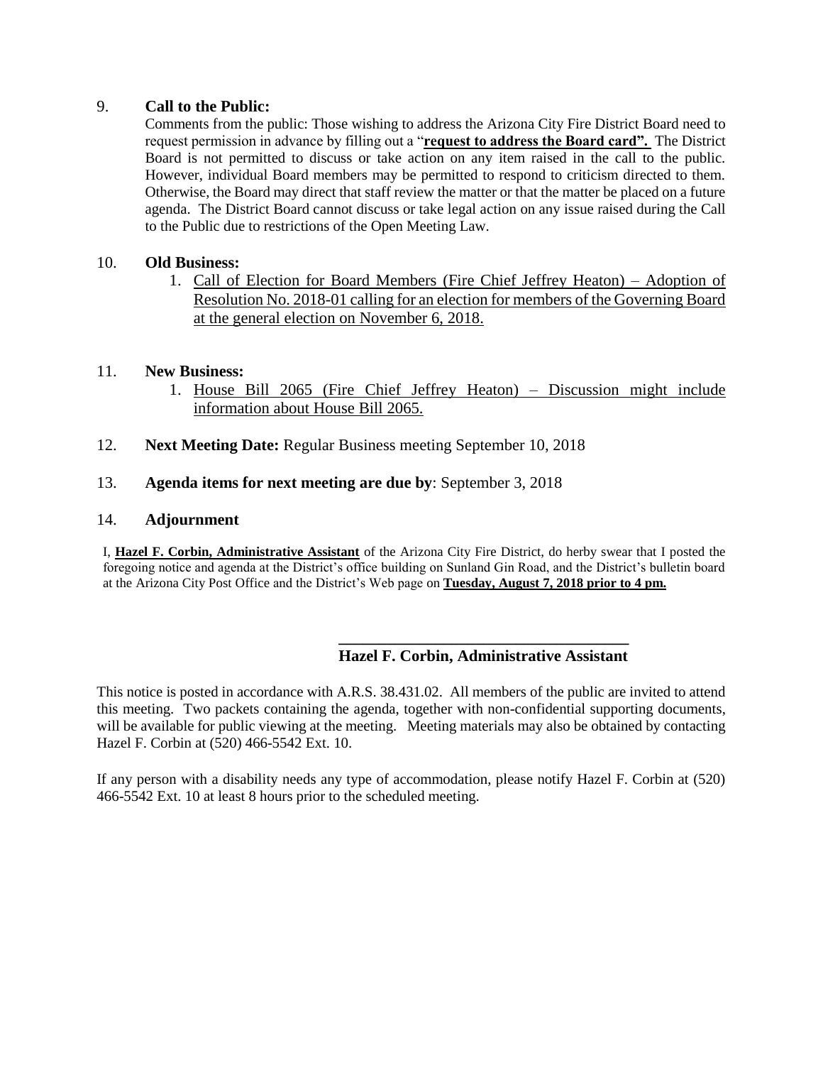9. **Call to the Public:**
   Comments from the public: Those wishing to address the Arizona City Fire District Board need to request permission in advance by filling out a "**request to address the Board card".** The District Board is not permitted to discuss or take action on any item raised in the call to the public. However, individual Board members may be permitted to respond to criticism directed to them. Otherwise, the Board may direct that staff review the matter or that the matter be placed on a future agenda. The District Board cannot discuss or take legal action on any issue raised during the Call to the Public due to restrictions of the Open Meeting Law.

10. **Old Business:**
    1. Call of Election for Board Members (Fire Chief Jeffrey Heaton) – Adoption of Resolution No. 2018-01 calling for an election for members of the Governing Board at the general election on November 6, 2018.

11. **New Business:**
    1. House Bill 2065 (Fire Chief Jeffrey Heaton) – Discussion might include information about House Bill 2065.

12. **Next Meeting Date:** Regular Business meeting September 10, 2018

13. **Agenda items for next meeting are due by**: September 3, 2018

14. **Adjournment**

I, **Hazel F. Corbin, Administrative Assistant** of the Arizona City Fire District, do herby swear that I posted the foregoing notice and agenda at the District's office building on Sunland Gin Road, and the District's bulletin board at the Arizona City Post Office and the District's Web page on **Tuesday, August 7, 2018 prior to 4 pm.**

\_\_\_\_\_\_\_\_\_\_\_\_\_\_\_\_\_\_\_\_\_\_\_\_\_\_\_\_\_\_\_\_\_\_\_\_

**Hazel F. Corbin, Administrative Assistant**

This notice is posted in accordance with A.R.S. 38.431.02. All members of the public are invited to attend this meeting. Two packets containing the agenda, together with non-confidential supporting documents, will be available for public viewing at the meeting. Meeting materials may also be obtained by contacting Hazel F. Corbin at (520) 466-5542 Ext. 10.

If any person with a disability needs any type of accommodation, please notify Hazel F. Corbin at (520) 466-5542 Ext. 10 at least 8 hours prior to the scheduled meeting.